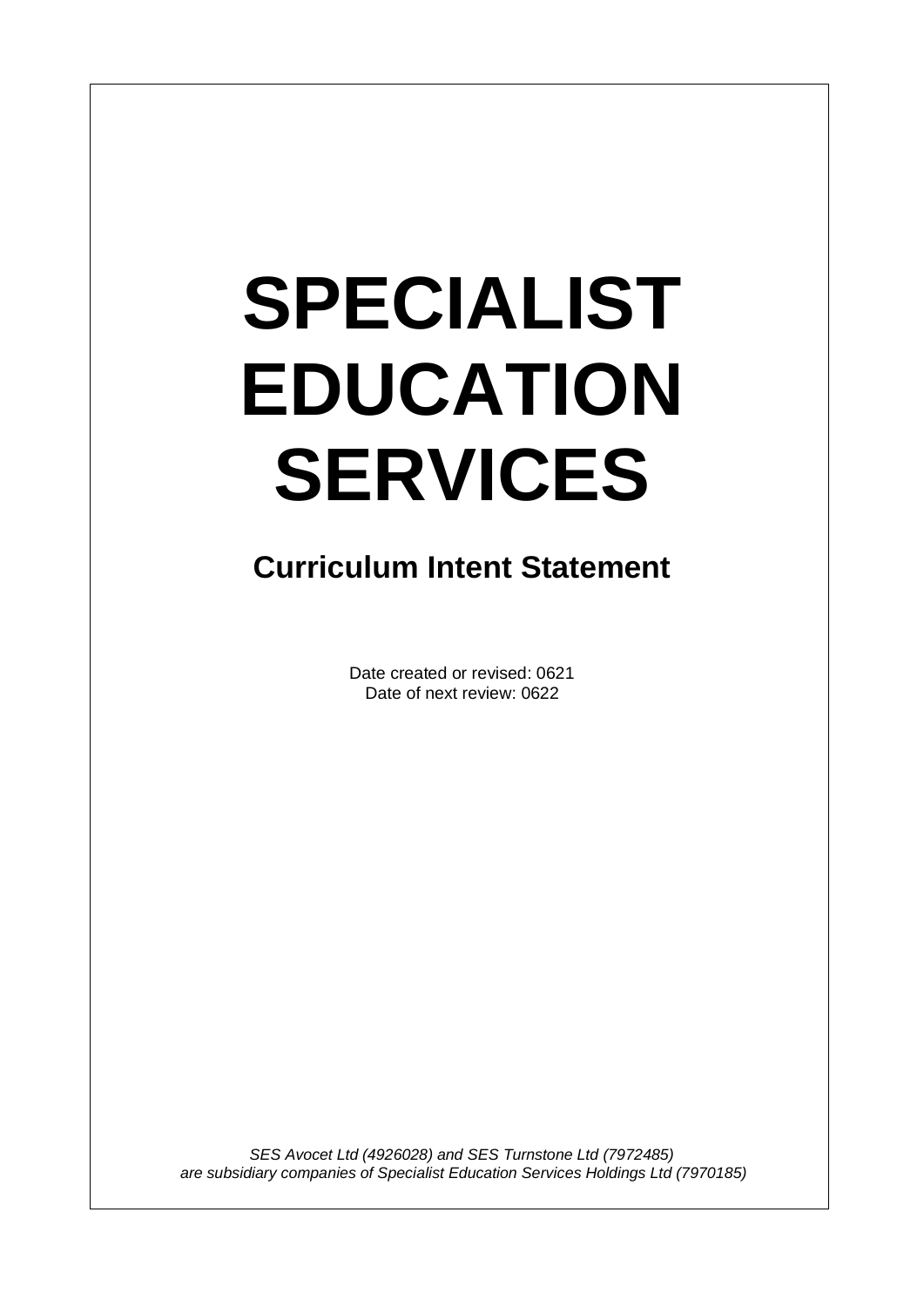# SPECIALIST EDUCATION SERVICES

## Curriculum Intent Statement

Date created or revised: 0621
Date of next review: 0622

*SES Avocet Ltd (4926028) and SES Turnstone Ltd (7972485) are subsidiary companies of Specialist Education Services Holdings Ltd (7970185)*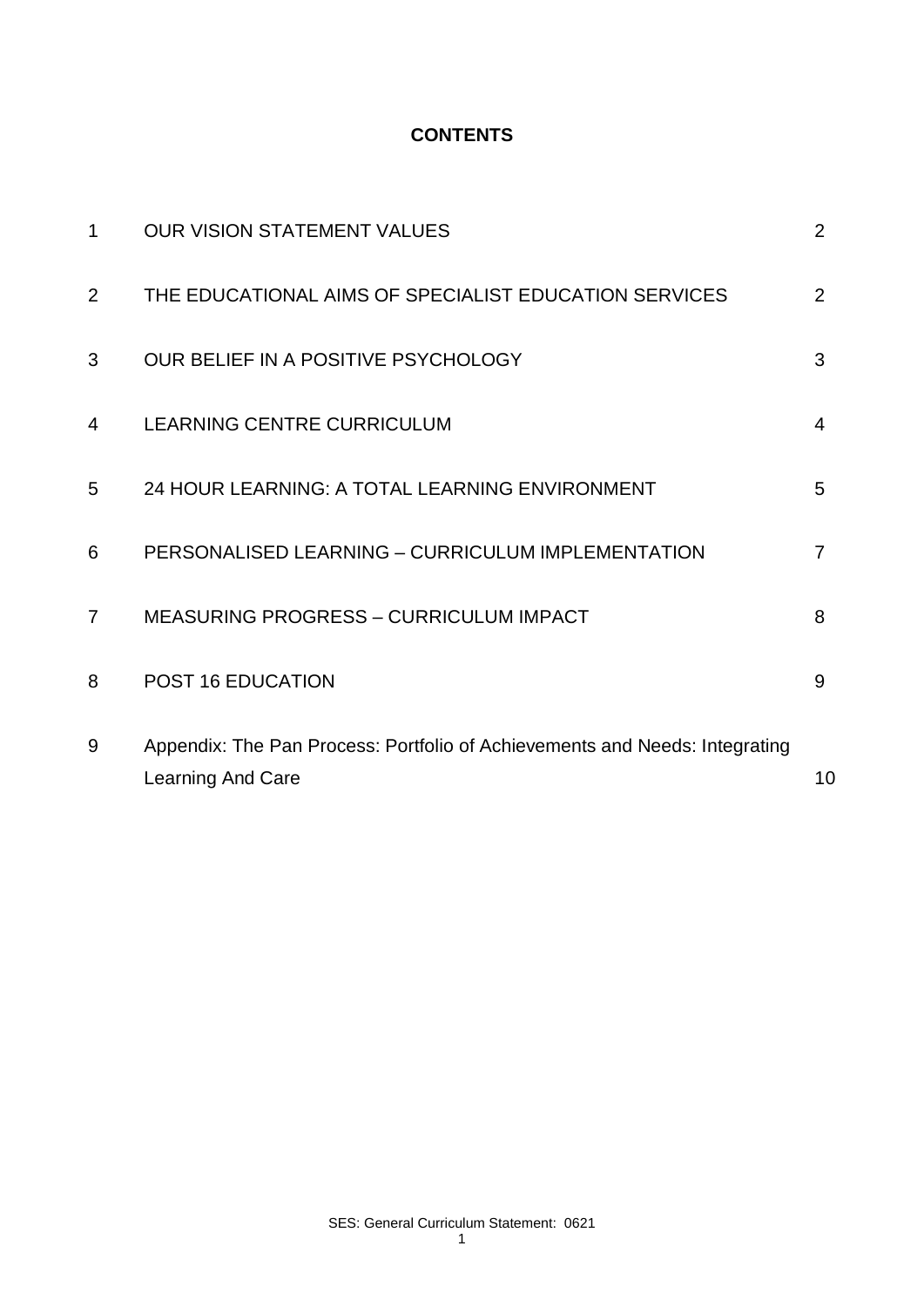# CONTENTS

| | | |
|---|---|---|
| 1 | OUR VISION STATEMENT VALUES | 2 |
| 2 | THE EDUCATIONAL AIMS OF SPECIALIST EDUCATION SERVICES | 2 |
| 3 | OUR BELIEF IN A POSITIVE PSYCHOLOGY | 3 |
| 4 | LEARNING CENTRE CURRICULUM | 4 |
| 5 | 24 HOUR LEARNING: A TOTAL LEARNING ENVIRONMENT | 5 |
| 6 | PERSONALISED LEARNING – CURRICULUM IMPLEMENTATION | 7 |
| 7 | MEASURING PROGRESS – CURRICULUM IMPACT | 8 |
| 8 | POST 16 EDUCATION | 9 |
| 9 | Appendix: The Pan Process: Portfolio of Achievements and Needs: Integrating Learning And Care | 10 |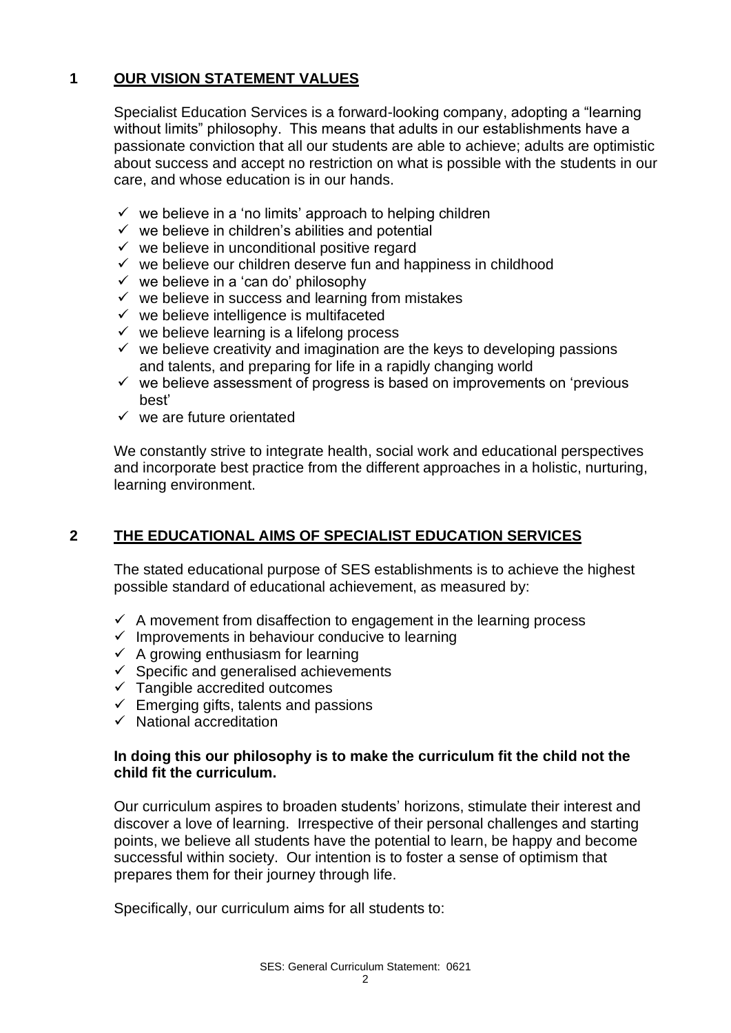## 1 OUR VISION STATEMENT VALUES

Specialist Education Services is a forward-looking company, adopting a "learning without limits" philosophy. This means that adults in our establishments have a passionate conviction that all our students are able to achieve; adults are optimistic about success and accept no restriction on what is possible with the students in our care, and whose education is in our hands.

- ✓ we believe in a 'no limits' approach to helping children
- ✓ we believe in children's abilities and potential
- ✓ we believe in unconditional positive regard
- ✓ we believe our children deserve fun and happiness in childhood
- ✓ we believe in a 'can do' philosophy
- ✓ we believe in success and learning from mistakes
- ✓ we believe intelligence is multifaceted
- ✓ we believe learning is a lifelong process
- ✓ we believe creativity and imagination are the keys to developing passions and talents, and preparing for life in a rapidly changing world
- ✓ we believe assessment of progress is based on improvements on 'previous best'
- ✓ we are future orientated

We constantly strive to integrate health, social work and educational perspectives and incorporate best practice from the different approaches in a holistic, nurturing, learning environment.

## 2 THE EDUCATIONAL AIMS OF SPECIALIST EDUCATION SERVICES

The stated educational purpose of SES establishments is to achieve the highest possible standard of educational achievement, as measured by:

- ✓ A movement from disaffection to engagement in the learning process
- ✓ Improvements in behaviour conducive to learning
- ✓ A growing enthusiasm for learning
- ✓ Specific and generalised achievements
- ✓ Tangible accredited outcomes
- ✓ Emerging gifts, talents and passions
- ✓ National accreditation

**In doing this our philosophy is to make the curriculum fit the child not the child fit the curriculum.**

Our curriculum aspires to broaden students' horizons, stimulate their interest and discover a love of learning. Irrespective of their personal challenges and starting points, we believe all students have the potential to learn, be happy and become successful within society. Our intention is to foster a sense of optimism that prepares them for their journey through life.

Specifically, our curriculum aims for all students to: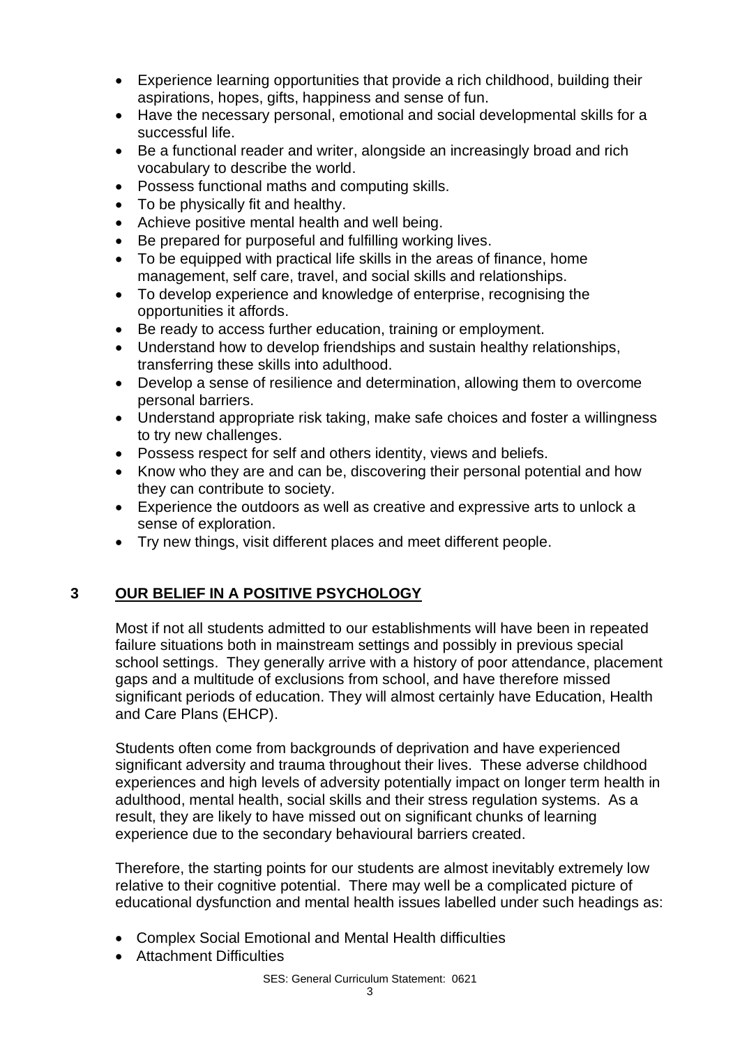- Experience learning opportunities that provide a rich childhood, building their aspirations, hopes, gifts, happiness and sense of fun.
- Have the necessary personal, emotional and social developmental skills for a successful life.
- Be a functional reader and writer, alongside an increasingly broad and rich vocabulary to describe the world.
- Possess functional maths and computing skills.
- To be physically fit and healthy.
- Achieve positive mental health and well being.
- Be prepared for purposeful and fulfilling working lives.
- To be equipped with practical life skills in the areas of finance, home management, self care, travel, and social skills and relationships.
- To develop experience and knowledge of enterprise, recognising the opportunities it affords.
- Be ready to access further education, training or employment.
- Understand how to develop friendships and sustain healthy relationships, transferring these skills into adulthood.
- Develop a sense of resilience and determination, allowing them to overcome personal barriers.
- Understand appropriate risk taking, make safe choices and foster a willingness to try new challenges.
- Possess respect for self and others identity, views and beliefs.
- Know who they are and can be, discovering their personal potential and how they can contribute to society.
- Experience the outdoors as well as creative and expressive arts to unlock a sense of exploration.
- Try new things, visit different places and meet different people.

## 3 OUR BELIEF IN A POSITIVE PSYCHOLOGY

Most if not all students admitted to our establishments will have been in repeated failure situations both in mainstream settings and possibly in previous special school settings. They generally arrive with a history of poor attendance, placement gaps and a multitude of exclusions from school, and have therefore missed significant periods of education. They will almost certainly have Education, Health and Care Plans (EHCP).

Students often come from backgrounds of deprivation and have experienced significant adversity and trauma throughout their lives. These adverse childhood experiences and high levels of adversity potentially impact on longer term health in adulthood, mental health, social skills and their stress regulation systems. As a result, they are likely to have missed out on significant chunks of learning experience due to the secondary behavioural barriers created.

Therefore, the starting points for our students are almost inevitably extremely low relative to their cognitive potential. There may well be a complicated picture of educational dysfunction and mental health issues labelled under such headings as:

- Complex Social Emotional and Mental Health difficulties
- Attachment Difficulties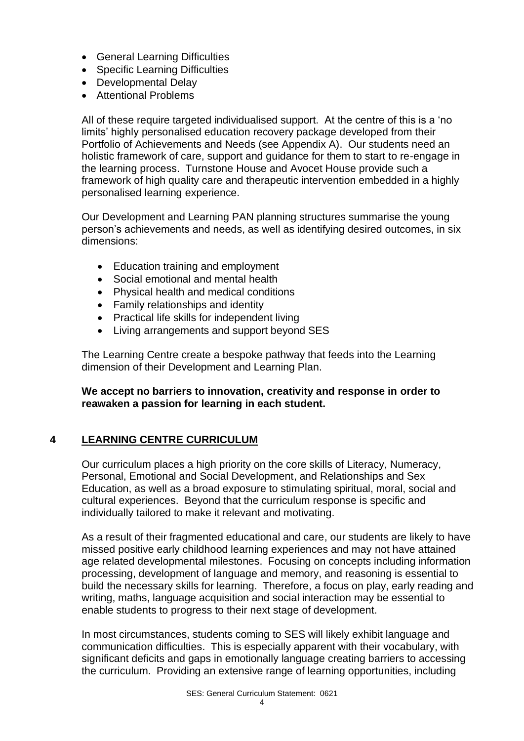- General Learning Difficulties
- Specific Learning Difficulties
- Developmental Delay
- Attentional Problems

All of these require targeted individualised support. At the centre of this is a 'no limits' highly personalised education recovery package developed from their Portfolio of Achievements and Needs (see Appendix A). Our students need an holistic framework of care, support and guidance for them to start to re-engage in the learning process. Turnstone House and Avocet House provide such a framework of high quality care and therapeutic intervention embedded in a highly personalised learning experience.

Our Development and Learning PAN planning structures summarise the young person's achievements and needs, as well as identifying desired outcomes, in six dimensions:

- Education training and employment
- Social emotional and mental health
- Physical health and medical conditions
- Family relationships and identity
- Practical life skills for independent living
- Living arrangements and support beyond SES

The Learning Centre create a bespoke pathway that feeds into the Learning dimension of their Development and Learning Plan.

**We accept no barriers to innovation, creativity and response in order to reawaken a passion for learning in each student.**

## 4 LEARNING CENTRE CURRICULUM

Our curriculum places a high priority on the core skills of Literacy, Numeracy, Personal, Emotional and Social Development, and Relationships and Sex Education, as well as a broad exposure to stimulating spiritual, moral, social and cultural experiences. Beyond that the curriculum response is specific and individually tailored to make it relevant and motivating.

As a result of their fragmented educational and care, our students are likely to have missed positive early childhood learning experiences and may not have attained age related developmental milestones. Focusing on concepts including information processing, development of language and memory, and reasoning is essential to build the necessary skills for learning. Therefore, a focus on play, early reading and writing, maths, language acquisition and social interaction may be essential to enable students to progress to their next stage of development.

In most circumstances, students coming to SES will likely exhibit language and communication difficulties. This is especially apparent with their vocabulary, with significant deficits and gaps in emotionally language creating barriers to accessing the curriculum. Providing an extensive range of learning opportunities, including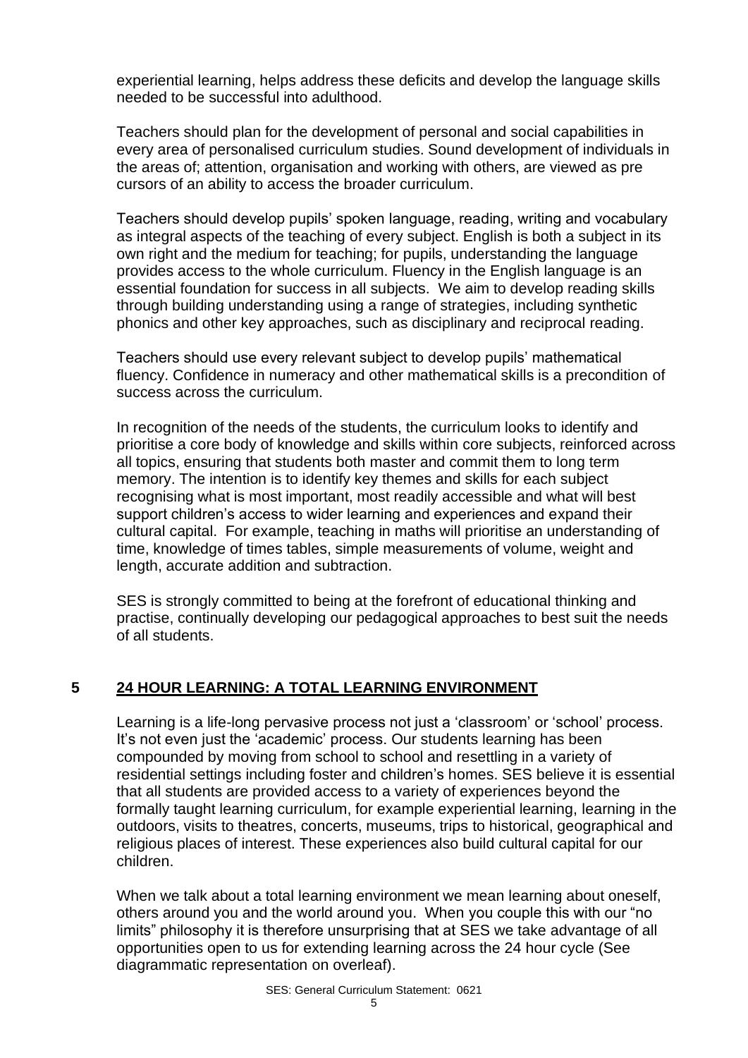experiential learning, helps address these deficits and develop the language skills needed to be successful into adulthood.

Teachers should plan for the development of personal and social capabilities in every area of personalised curriculum studies. Sound development of individuals in the areas of; attention, organisation and working with others, are viewed as pre cursors of an ability to access the broader curriculum.

Teachers should develop pupils' spoken language, reading, writing and vocabulary as integral aspects of the teaching of every subject. English is both a subject in its own right and the medium for teaching; for pupils, understanding the language provides access to the whole curriculum. Fluency in the English language is an essential foundation for success in all subjects. We aim to develop reading skills through building understanding using a range of strategies, including synthetic phonics and other key approaches, such as disciplinary and reciprocal reading.

Teachers should use every relevant subject to develop pupils' mathematical fluency. Confidence in numeracy and other mathematical skills is a precondition of success across the curriculum.

In recognition of the needs of the students, the curriculum looks to identify and prioritise a core body of knowledge and skills within core subjects, reinforced across all topics, ensuring that students both master and commit them to long term memory. The intention is to identify key themes and skills for each subject recognising what is most important, most readily accessible and what will best support children's access to wider learning and experiences and expand their cultural capital. For example, teaching in maths will prioritise an understanding of time, knowledge of times tables, simple measurements of volume, weight and length, accurate addition and subtraction.

SES is strongly committed to being at the forefront of educational thinking and practise, continually developing our pedagogical approaches to best suit the needs of all students.

## 5 24 HOUR LEARNING: A TOTAL LEARNING ENVIRONMENT

Learning is a life-long pervasive process not just a 'classroom' or 'school' process. It's not even just the 'academic' process. Our students learning has been compounded by moving from school to school and resettling in a variety of residential settings including foster and children's homes. SES believe it is essential that all students are provided access to a variety of experiences beyond the formally taught learning curriculum, for example experiential learning, learning in the outdoors, visits to theatres, concerts, museums, trips to historical, geographical and religious places of interest. These experiences also build cultural capital for our children.

When we talk about a total learning environment we mean learning about oneself, others around you and the world around you. When you couple this with our "no limits" philosophy it is therefore unsurprising that at SES we take advantage of all opportunities open to us for extending learning across the 24 hour cycle (See diagrammatic representation on overleaf).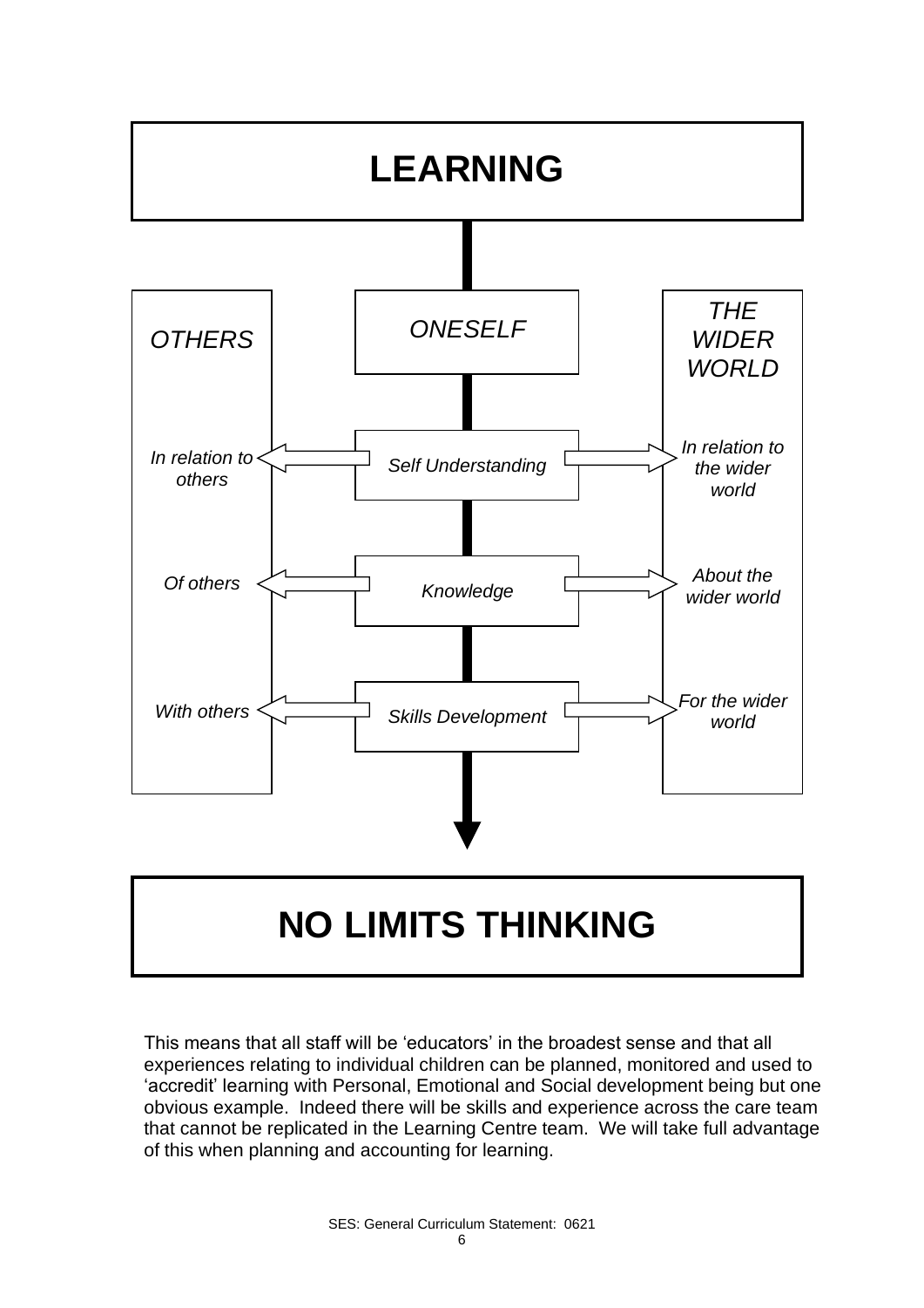LEARNING

OTHERS

ONESELF

THE WIDER WORLD

In relation to others

Self Understanding

In relation to the wider world

Of others

Knowledge

About the wider world

With others

Skills Development

For the wider world

NO LIMITS THINKING

This means that all staff will be 'educators' in the broadest sense and that all experiences relating to individual children can be planned, monitored and used to 'accredit' learning with Personal, Emotional and Social development being but one obvious example. Indeed there will be skills and experience across the care team that cannot be replicated in the Learning Centre team. We will take full advantage of this when planning and accounting for learning.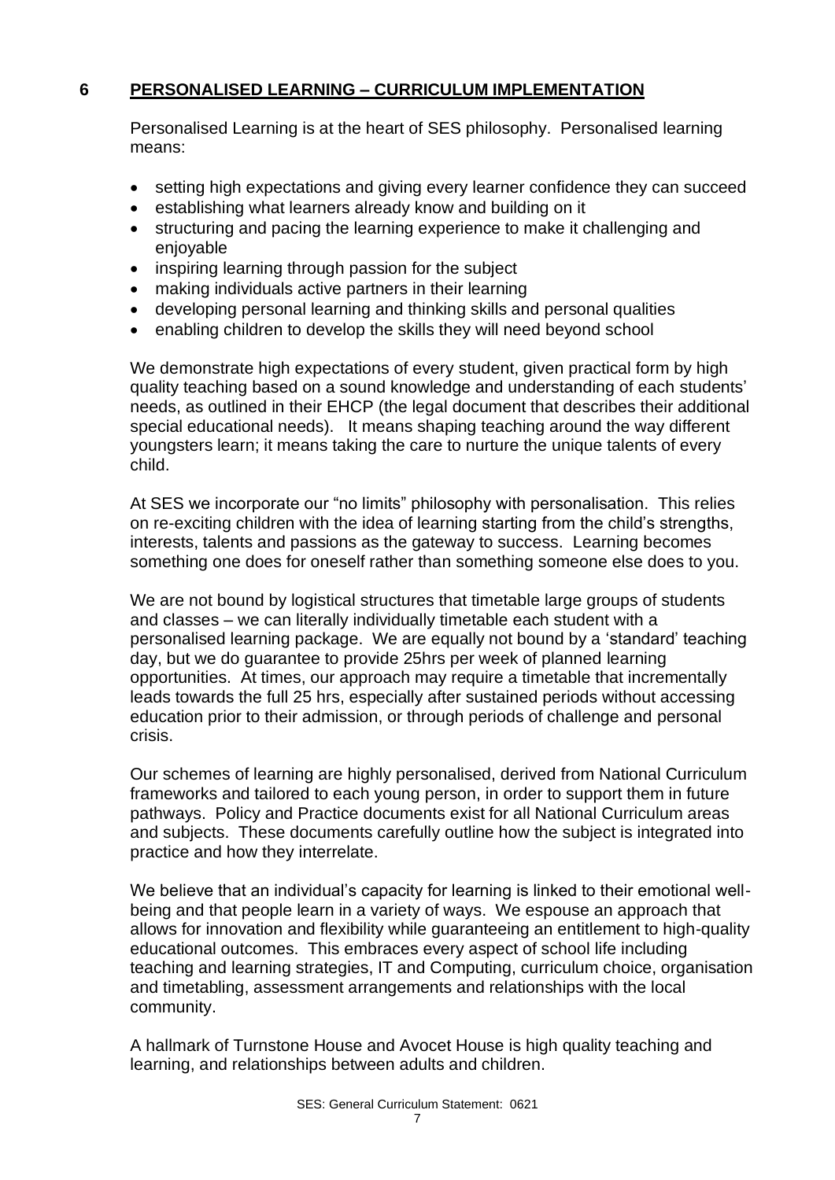## 6 PERSONALISED LEARNING – CURRICULUM IMPLEMENTATION

Personalised Learning is at the heart of SES philosophy. Personalised learning means:

- setting high expectations and giving every learner confidence they can succeed
- establishing what learners already know and building on it
- structuring and pacing the learning experience to make it challenging and enjoyable
- inspiring learning through passion for the subject
- making individuals active partners in their learning
- developing personal learning and thinking skills and personal qualities
- enabling children to develop the skills they will need beyond school

We demonstrate high expectations of every student, given practical form by high quality teaching based on a sound knowledge and understanding of each students' needs, as outlined in their EHCP (the legal document that describes their additional special educational needs). It means shaping teaching around the way different youngsters learn; it means taking the care to nurture the unique talents of every child.

At SES we incorporate our "no limits" philosophy with personalisation. This relies on re-exciting children with the idea of learning starting from the child's strengths, interests, talents and passions as the gateway to success. Learning becomes something one does for oneself rather than something someone else does to you.

We are not bound by logistical structures that timetable large groups of students and classes – we can literally individually timetable each student with a personalised learning package. We are equally not bound by a 'standard' teaching day, but we do guarantee to provide 25hrs per week of planned learning opportunities. At times, our approach may require a timetable that incrementally leads towards the full 25 hrs, especially after sustained periods without accessing education prior to their admission, or through periods of challenge and personal crisis.

Our schemes of learning are highly personalised, derived from National Curriculum frameworks and tailored to each young person, in order to support them in future pathways. Policy and Practice documents exist for all National Curriculum areas and subjects. These documents carefully outline how the subject is integrated into practice and how they interrelate.

We believe that an individual's capacity for learning is linked to their emotional well-being and that people learn in a variety of ways. We espouse an approach that allows for innovation and flexibility while guaranteeing an entitlement to high-quality educational outcomes. This embraces every aspect of school life including teaching and learning strategies, IT and Computing, curriculum choice, organisation and timetabling, assessment arrangements and relationships with the local community.

A hallmark of Turnstone House and Avocet House is high quality teaching and learning, and relationships between adults and children.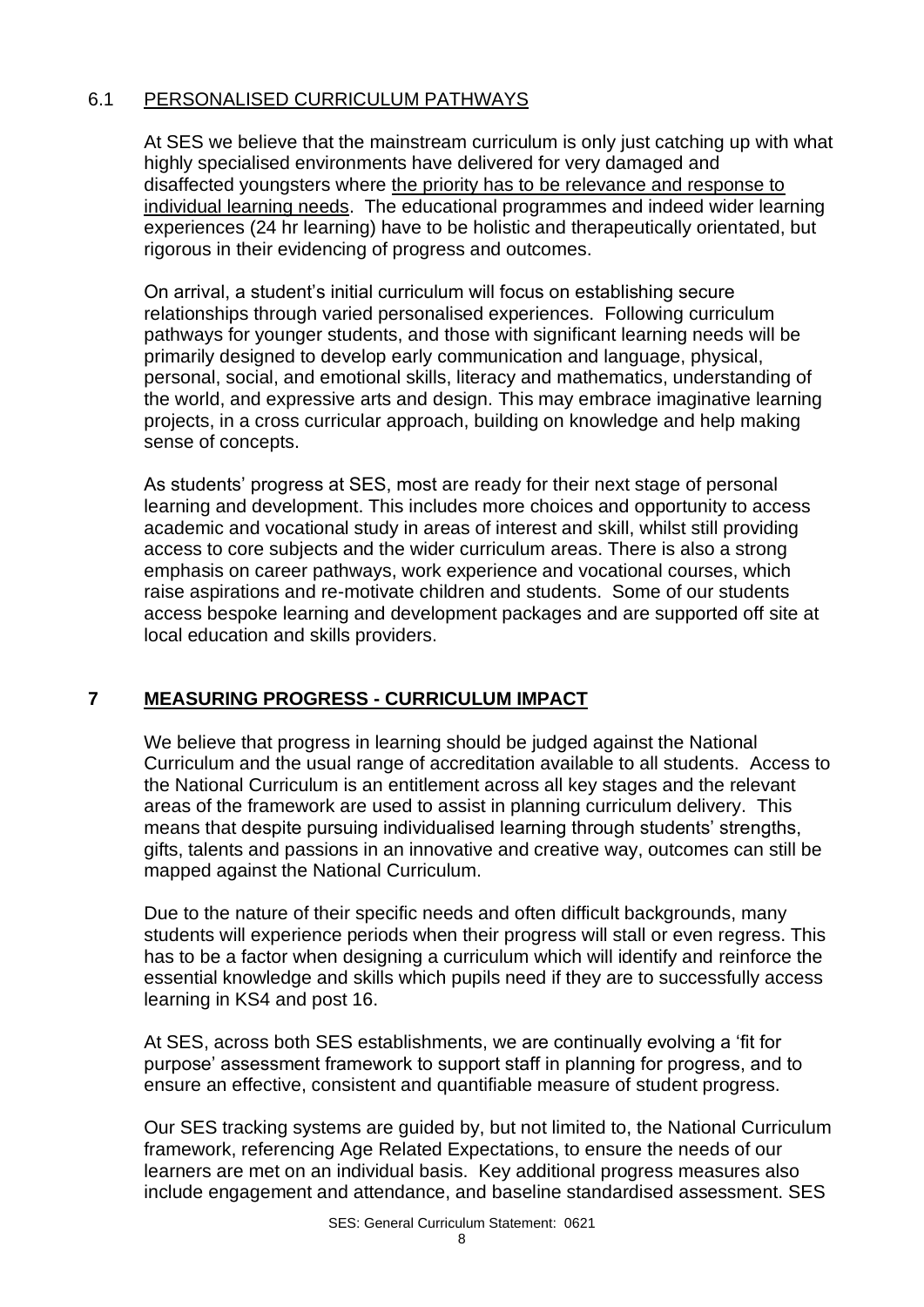## 6.1 PERSONALISED CURRICULUM PATHWAYS

At SES we believe that the mainstream curriculum is only just catching up with what highly specialised environments have delivered for very damaged and disaffected youngsters where the priority has to be relevance and response to individual learning needs. The educational programmes and indeed wider learning experiences (24 hr learning) have to be holistic and therapeutically orientated, but rigorous in their evidencing of progress and outcomes.

On arrival, a student's initial curriculum will focus on establishing secure relationships through varied personalised experiences. Following curriculum pathways for younger students, and those with significant learning needs will be primarily designed to develop early communication and language, physical, personal, social, and emotional skills, literacy and mathematics, understanding of the world, and expressive arts and design. This may embrace imaginative learning projects, in a cross curricular approach, building on knowledge and help making sense of concepts.

As students' progress at SES, most are ready for their next stage of personal learning and development. This includes more choices and opportunity to access academic and vocational study in areas of interest and skill, whilst still providing access to core subjects and the wider curriculum areas. There is also a strong emphasis on career pathways, work experience and vocational courses, which raise aspirations and re-motivate children and students. Some of our students access bespoke learning and development packages and are supported off site at local education and skills providers.

# 7 MEASURING PROGRESS - CURRICULUM IMPACT

We believe that progress in learning should be judged against the National Curriculum and the usual range of accreditation available to all students. Access to the National Curriculum is an entitlement across all key stages and the relevant areas of the framework are used to assist in planning curriculum delivery. This means that despite pursuing individualised learning through students' strengths, gifts, talents and passions in an innovative and creative way, outcomes can still be mapped against the National Curriculum.

Due to the nature of their specific needs and often difficult backgrounds, many students will experience periods when their progress will stall or even regress. This has to be a factor when designing a curriculum which will identify and reinforce the essential knowledge and skills which pupils need if they are to successfully access learning in KS4 and post 16.

At SES, across both SES establishments, we are continually evolving a 'fit for purpose' assessment framework to support staff in planning for progress, and to ensure an effective, consistent and quantifiable measure of student progress.

Our SES tracking systems are guided by, but not limited to, the National Curriculum framework, referencing Age Related Expectations, to ensure the needs of our learners are met on an individual basis. Key additional progress measures also include engagement and attendance, and baseline standardised assessment. SES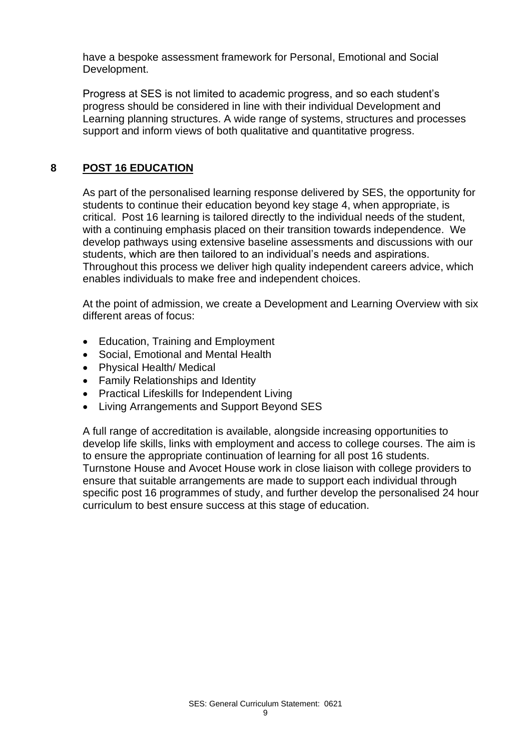have a bespoke assessment framework for Personal, Emotional and Social Development.

Progress at SES is not limited to academic progress, and so each student's progress should be considered in line with their individual Development and Learning planning structures. A wide range of systems, structures and processes support and inform views of both qualitative and quantitative progress.

## 8 POST 16 EDUCATION

As part of the personalised learning response delivered by SES, the opportunity for students to continue their education beyond key stage 4, when appropriate, is critical. Post 16 learning is tailored directly to the individual needs of the student, with a continuing emphasis placed on their transition towards independence. We develop pathways using extensive baseline assessments and discussions with our students, which are then tailored to an individual's needs and aspirations. Throughout this process we deliver high quality independent careers advice, which enables individuals to make free and independent choices.

At the point of admission, we create a Development and Learning Overview with six different areas of focus:

- Education, Training and Employment
- Social, Emotional and Mental Health
- Physical Health/ Medical
- Family Relationships and Identity
- Practical Lifeskills for Independent Living
- Living Arrangements and Support Beyond SES

A full range of accreditation is available, alongside increasing opportunities to develop life skills, links with employment and access to college courses. The aim is to ensure the appropriate continuation of learning for all post 16 students. Turnstone House and Avocet House work in close liaison with college providers to ensure that suitable arrangements are made to support each individual through specific post 16 programmes of study, and further develop the personalised 24 hour curriculum to best ensure success at this stage of education.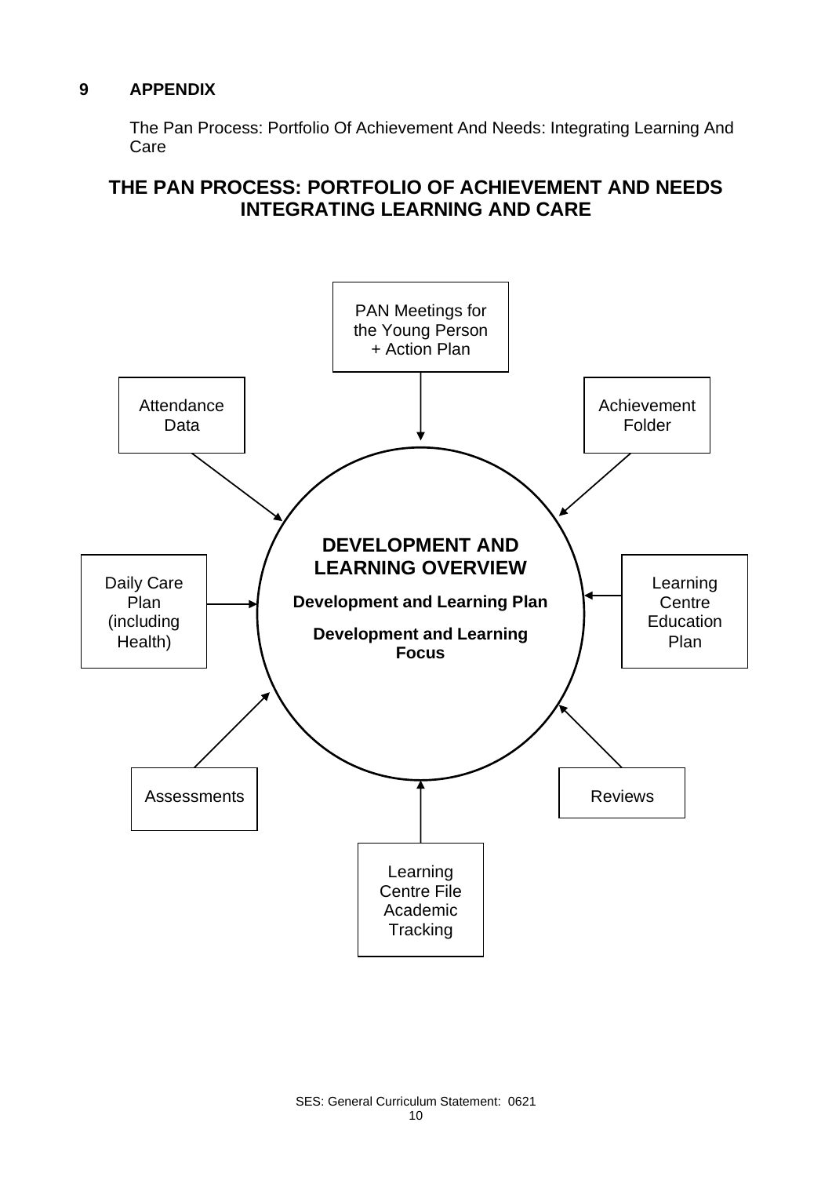## 9 APPENDIX

The Pan Process: Portfolio Of Achievement And Needs: Integrating Learning And Care

# THE PAN PROCESS: PORTFOLIO OF ACHIEVEMENT AND NEEDS INTEGRATING LEARNING AND CARE

PAN Meetings for the Young Person + Action Plan

Attendance Data

Achievement Folder

**DEVELOPMENT AND LEARNING OVERVIEW**

**Development and Learning Plan**

**Development and Learning Focus**

Daily Care Plan (including Health)

Learning Centre Education Plan

Assessments

Reviews

Learning Centre File Academic Tracking

SES: General Curriculum Statement: 0621